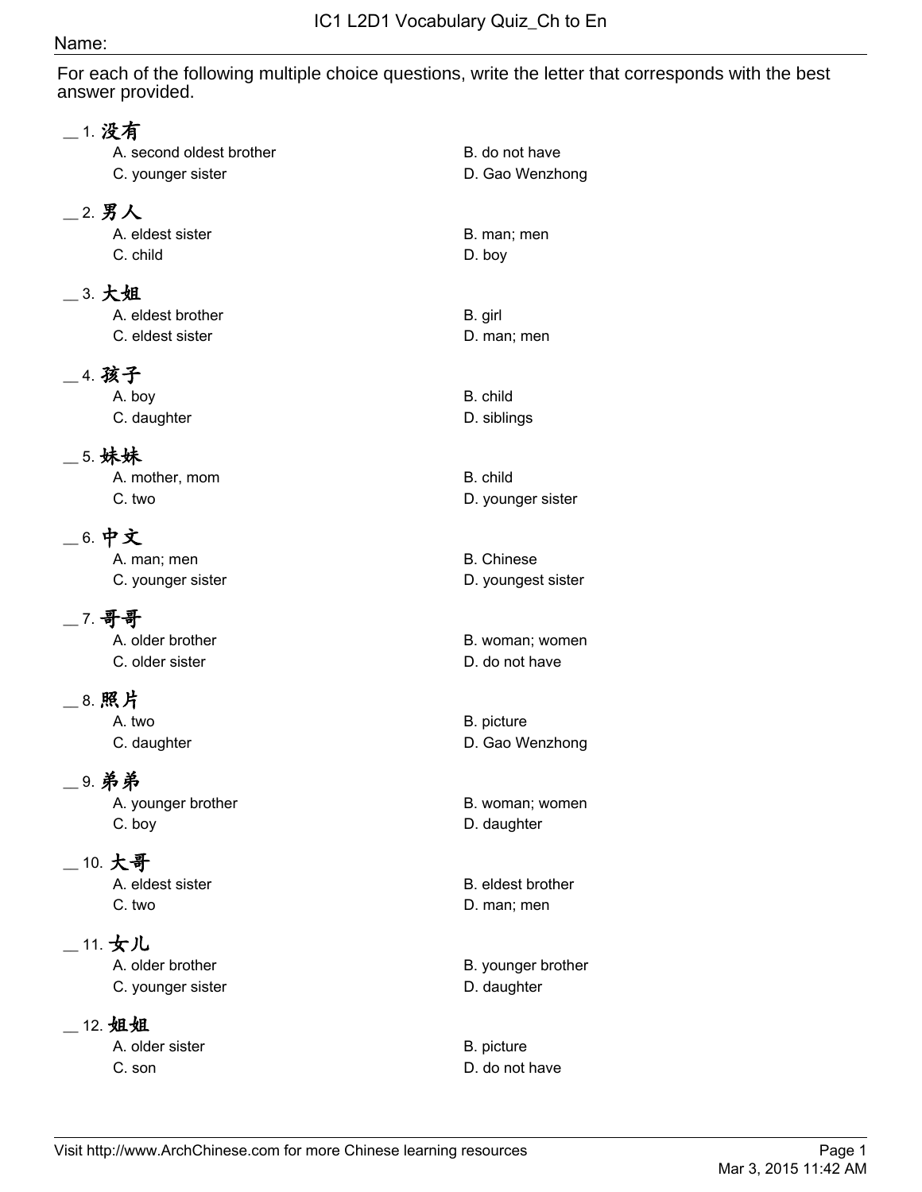# IC1 L2D1 Vocabulary Quiz_Ch to En

Name:

For each of the following multiple choice questions, write the letter that corresponds with the best answer provided.

__ 1. 没有
- A. second oldest brother
- B. do not have
- C. younger sister
- D. Gao Wenzhong

__ 2. 男人
- A. eldest sister
- B. man; men
- C. child
- D. boy

__ 3. 大姐
- A. eldest brother
- B. girl
- C. eldest sister
- D. man; men

__ 4. 孩子
- A. boy
- B. child
- C. daughter
- D. siblings

__ 5. 妹妹
- A. mother, mom
- B. child
- C. two
- D. younger sister

__ 6. 中文
- A. man; men
- B. Chinese
- C. younger sister
- D. youngest sister

__ 7. 哥哥
- A. older brother
- B. woman; women
- C. older sister
- D. do not have

__ 8. 照片
- A. two
- B. picture
- C. daughter
- D. Gao Wenzhong

__ 9. 弟弟
- A. younger brother
- B. woman; women
- C. boy
- D. daughter

__ 10. 大哥
- A. eldest sister
- B. eldest brother
- C. two
- D. man; men

__ 11. 女儿
- A. older brother
- B. younger brother
- C. younger sister
- D. daughter

__ 12. 姐姐
- A. older sister
- B. picture
- C. son
- D. do not have

Visit http://www.ArchChinese.com for more Chinese learning resources

Mar 3, 2015 11:42 AM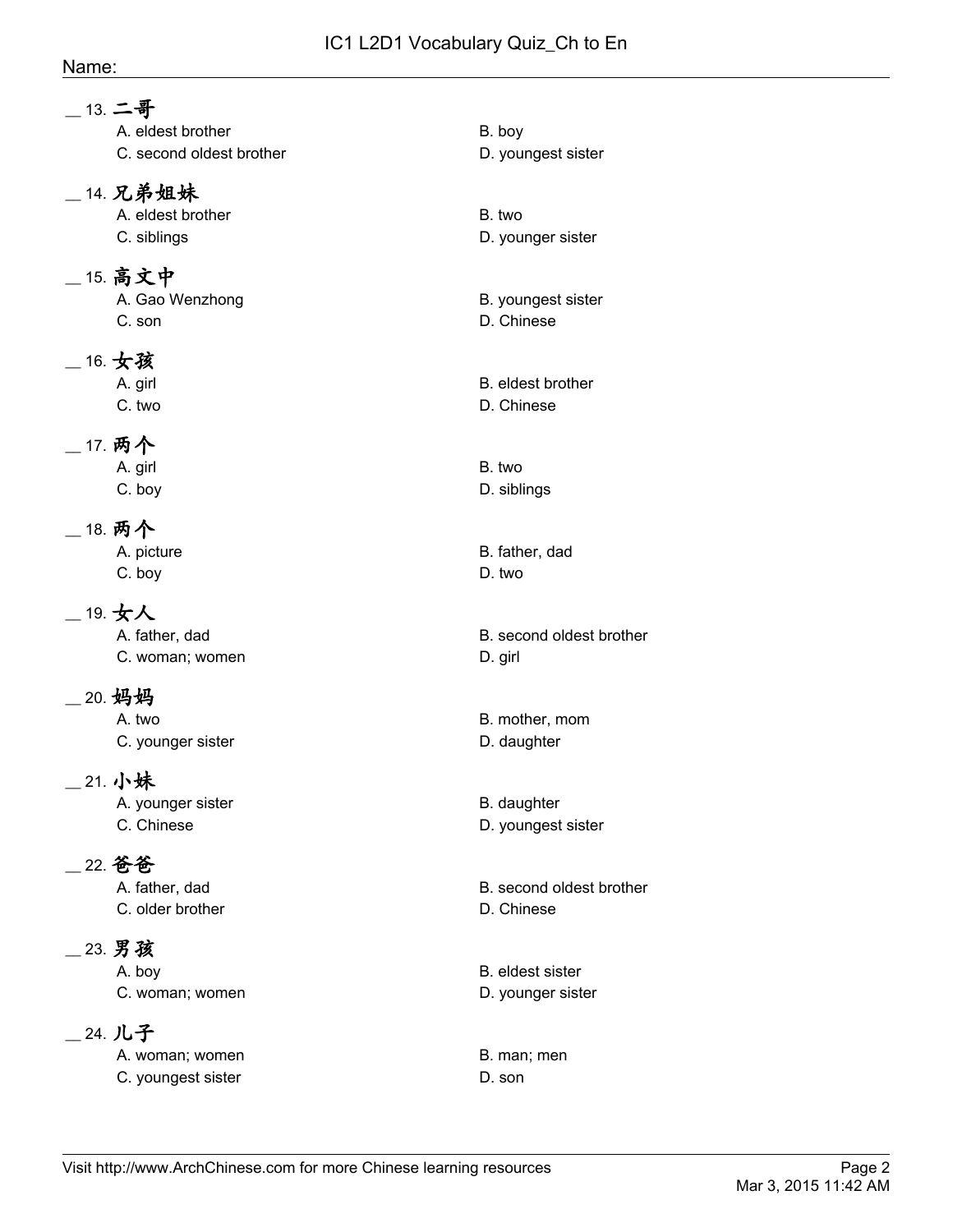Name:

__ 13. **二哥**

A. eldest brother
B. boy
C. second oldest brother
D. youngest sister

__ 14. **兄弟姐妹**

A. eldest brother
B. two
C. siblings
D. younger sister

__ 15. **高文中**

A. Gao Wenzhong
B. youngest sister
C. son
D. Chinese

__ 16. **女孩**

A. girl
B. eldest brother
C. two
D. Chinese

__ 17. **两个**

A. girl
B. two
C. boy
D. siblings

__ 18. **两个**

A. picture
B. father, dad
C. boy
D. two

__ 19. **女人**

A. father, dad
B. second oldest brother
C. woman; women
D. girl

__ 20. **妈妈**

A. two
B. mother, mom
C. younger sister
D. daughter

__ 21. **小妹**

A. younger sister
B. daughter
C. Chinese
D. youngest sister

__ 22. **爸爸**

A. father, dad
B. second oldest brother
C. older brother
D. Chinese

__ 23. **男孩**

A. boy
B. eldest sister
C. woman; women
D. younger sister

__ 24. **儿子**

A. woman; women
B. man; men
C. youngest sister
D. son

Visit http://www.ArchChinese.com for more Chinese learning resources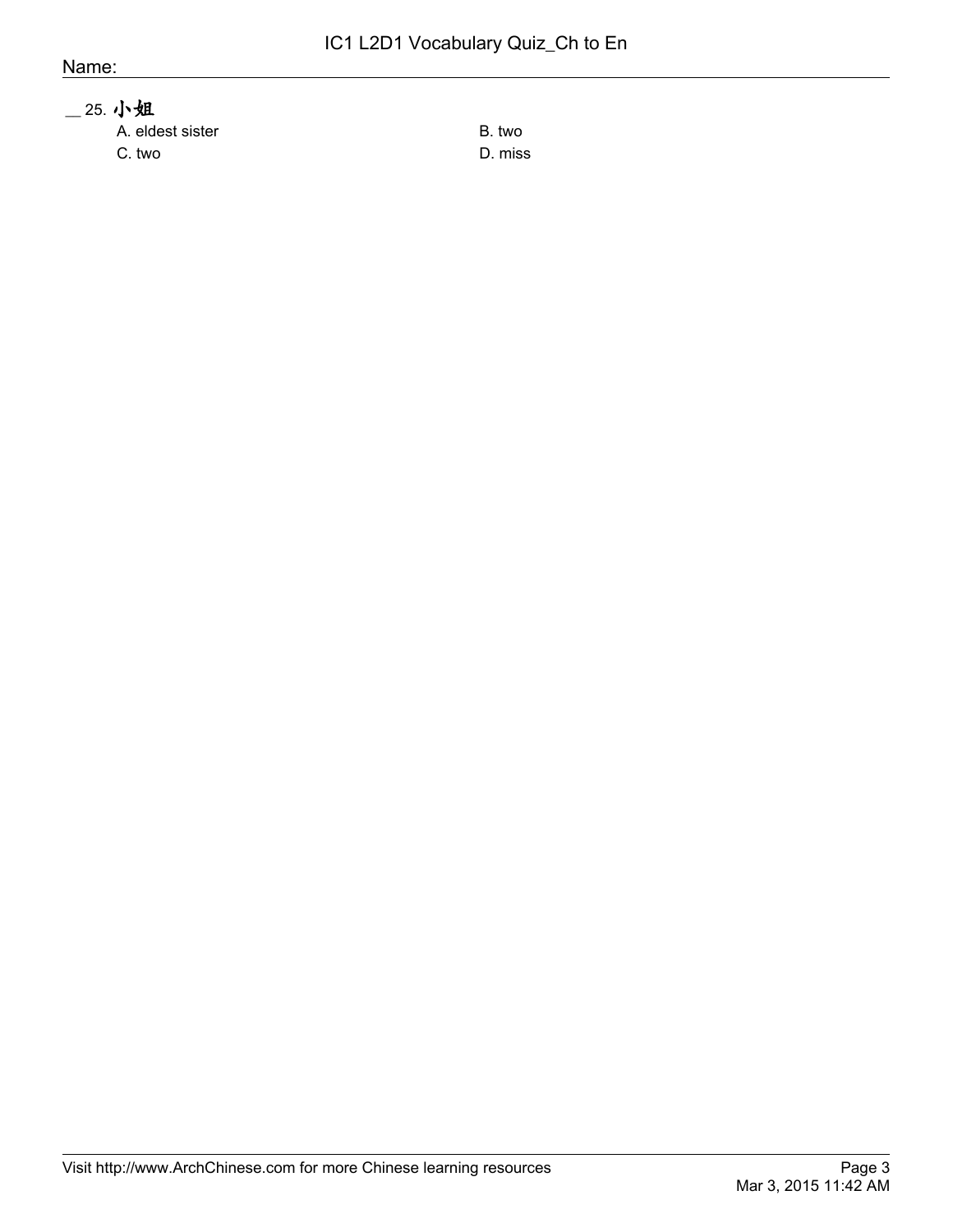\_\_ 25. 小姐

A. eldest sister
B. two
C. two
D. miss

__ 25. 小姐

A. eldest sister
B. two
C. two
D. miss